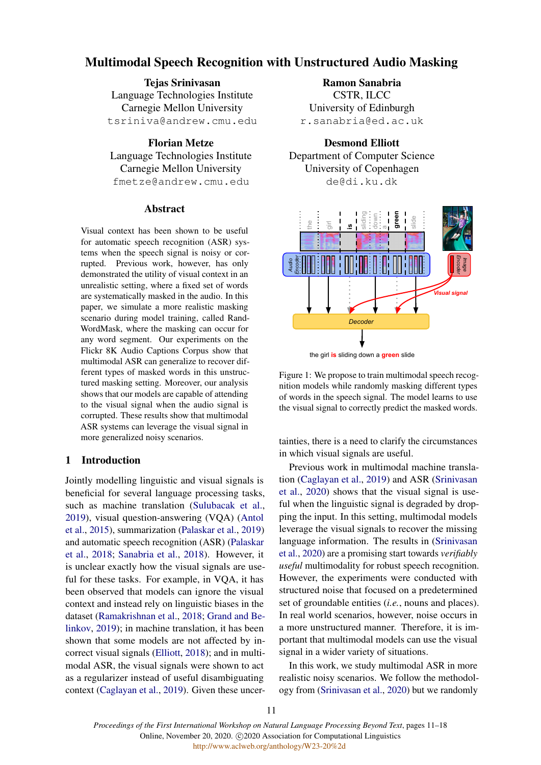# Multimodal Speech Recognition with Unstructured Audio Masking

**Tejas Srinivasan**
Language Technologies Institute
Carnegie Mellon University
tsriniva@andrew.cmu.edu

**Ramon Sanabria**
CSTR, ILCC
University of Edinburgh
r.sanabria@ed.ac.uk

**Florian Metze**
Language Technologies Institute
Carnegie Mellon University
fmetze@andrew.cmu.edu

**Desmond Elliott**
Department of Computer Science
University of Copenhagen
de@di.ku.dk

## Abstract

Visual context has been shown to be useful for automatic speech recognition (ASR) systems when the speech signal is noisy or corrupted. Previous work, however, has only demonstrated the utility of visual context in an unrealistic setting, where a fixed set of words are systematically masked in the audio. In this paper, we simulate a more realistic masking scenario during model training, called RandWordMask, where the masking can occur for any word segment. Our experiments on the Flickr 8K Audio Captions Corpus show that multimodal ASR can generalize to recover different types of masked words in this unstructured masking setting. Moreover, our analysis shows that our models are capable of attending to the visual signal when the audio signal is corrupted. These results show that multimodal ASR systems can leverage the visual signal in more generalized noisy scenarios.

## 1 Introduction

Jointly modelling linguistic and visual signals is beneficial for several language processing tasks, such as machine translation (Sulubacak et al., 2019), visual question-answering (VQA) (Antol et al., 2015), summarization (Palaskar et al., 2019) and automatic speech recognition (ASR) (Palaskar et al., 2018; Sanabria et al., 2018). However, it is unclear exactly how the visual signals are useful for these tasks. For example, in VQA, it has been observed that models can ignore the visual context and instead rely on linguistic biases in the dataset (Ramakrishnan et al., 2018; Grand and Belinkov, 2019); in machine translation, it has been shown that some models are not affected by incorrect visual signals (Elliott, 2018); and in multimodal ASR, the visual signals were shown to act as a regularizer instead of useful disambiguating context (Caglayan et al., 2019). Given these uncertainties, there is a need to clarify the circumstances in which visual signals are useful.

the girl is sliding down a green slide

Audio Encoder

Image Encoder

Visual signal

Decoder

the girl **is** sliding down a **green** slide

Figure 1: We propose to train multimodal speech recognition models while randomly masking different types of words in the speech signal. The model learns to use the visual signal to correctly predict the masked words.

Previous work in multimodal machine translation (Caglayan et al., 2019) and ASR (Srinivasan et al., 2020) shows that the visual signal is useful when the linguistic signal is degraded by dropping the input. In this setting, multimodal models leverage the visual signals to recover the missing language information. The results in (Srinivasan et al., 2020) are a promising start towards *verifiably useful* multimodality for robust speech recognition. However, the experiments were conducted with structured noise that focused on a predetermined set of groundable entities (*i.e.*, nouns and places). In real world scenarios, however, noise occurs in a more unstructured manner. Therefore, it is important that multimodal models can use the visual signal in a wider variety of situations.

In this work, we study multimodal ASR in more realistic noisy scenarios. We follow the methodology from (Srinivasan et al., 2020) but we randomly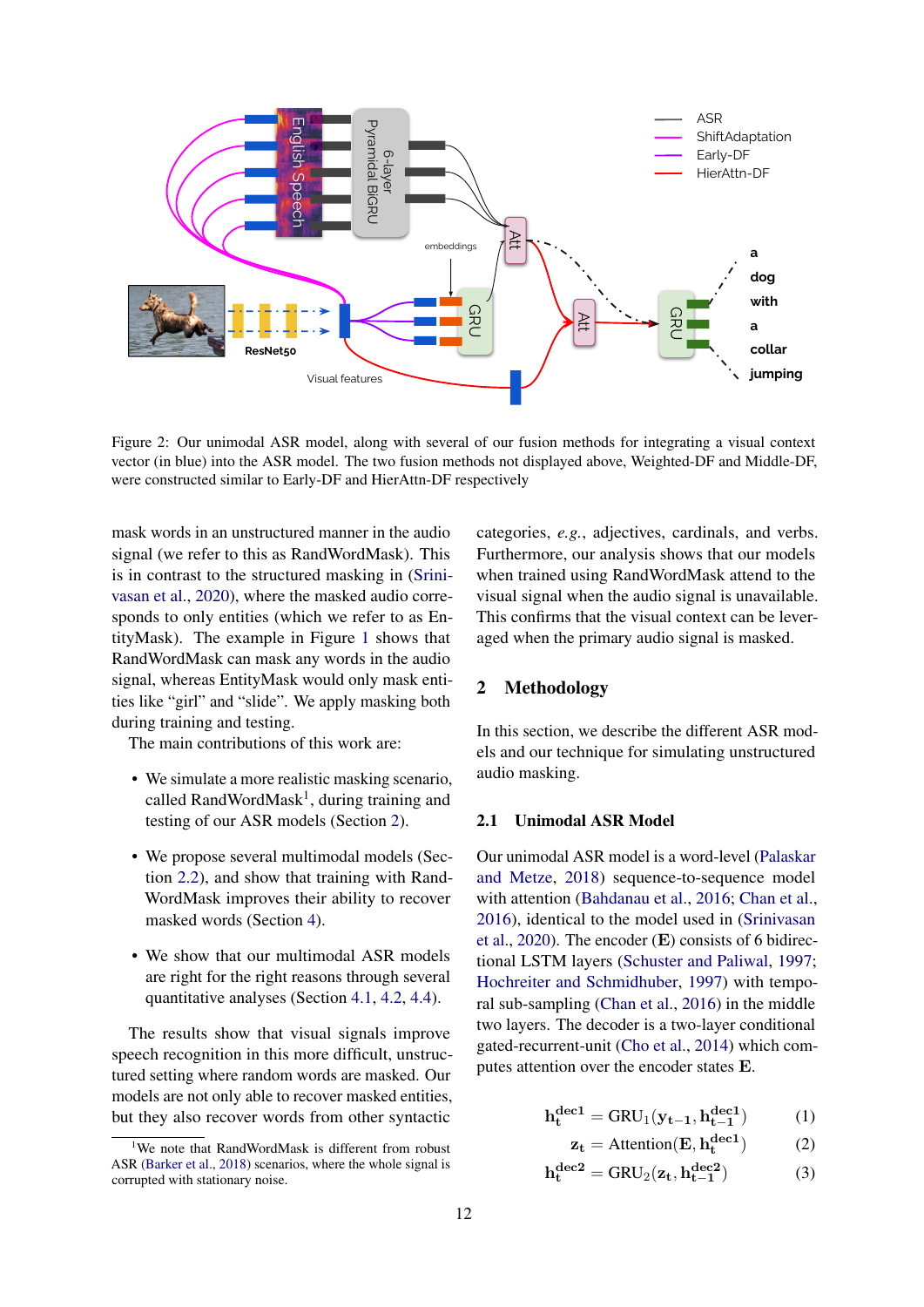Figure 2: Our unimodal ASR model, along with several of our fusion methods for integrating a visual context vector (in blue) into the ASR model. The two fusion methods not displayed above, Weighted-DF and Middle-DF, were constructed similar to Early-DF and HierAttn-DF respectively

mask words in an unstructured manner in the audio signal (we refer to this as RandWordMask). This is in contrast to the structured masking in (Srinivasan et al., 2020), where the masked audio corresponds to only entities (which we refer to as EntityMask). The example in Figure 1 shows that RandWordMask can mask any words in the audio signal, whereas EntityMask would only mask entities like "girl" and "slide". We apply masking both during training and testing.

The main contributions of this work are:

- We simulate a more realistic masking scenario, called RandWordMask[1], during training and testing of our ASR models (Section 2).
- We propose several multimodal models (Section 2.2), and show that training with RandWordMask improves their ability to recover masked words (Section 4).
- We show that our multimodal ASR models are right for the right reasons through several quantitative analyses (Section 4.1, 4.2, 4.4).

The results show that visual signals improve speech recognition in this more difficult, unstructured setting where random words are masked. Our models are not only able to recover masked entities, but they also recover words from other syntactic categories, *e.g.*, adjectives, cardinals, and verbs. Furthermore, our analysis shows that our models when trained using RandWordMask attend to the visual signal when the audio signal is unavailable. This confirms that the visual context can be leveraged when the primary audio signal is masked.

[1] We note that RandWordMask is different from robust ASR (Barker et al., 2018) scenarios, where the whole signal is corrupted with stationary noise.

## 2 Methodology

In this section, we describe the different ASR models and our technique for simulating unstructured audio masking.

### 2.1 Unimodal ASR Model

Our unimodal ASR model is a word-level (Palaskar and Metze, 2018) sequence-to-sequence model with attention (Bahdanau et al., 2016; Chan et al., 2016), identical to the model used in (Srinivasan et al., 2020). The encoder (**E**) consists of 6 bidirectional LSTM layers (Schuster and Paliwal, 1997; Hochreiter and Schmidhuber, 1997) with temporal sub-sampling (Chan et al., 2016) in the middle two layers. The decoder is a two-layer conditional gated-recurrent-unit (Cho et al., 2014) which computes attention over the encoder states **E**.

$$\mathbf{h_t^{dec1}} = \text{GRU}_1(\mathbf{y_{t-1}}, \mathbf{h_{t-1}^{dec1}}) \quad (1)$$

$$\mathbf{z_t} = \text{Attention}(\mathbf{E}, \mathbf{h_t^{dec1}}) \quad (2)$$

$$\mathbf{h_t^{dec2}} = \text{GRU}_2(\mathbf{z_t}, \mathbf{h_{t-1}^{dec2}}) \quad (3)$$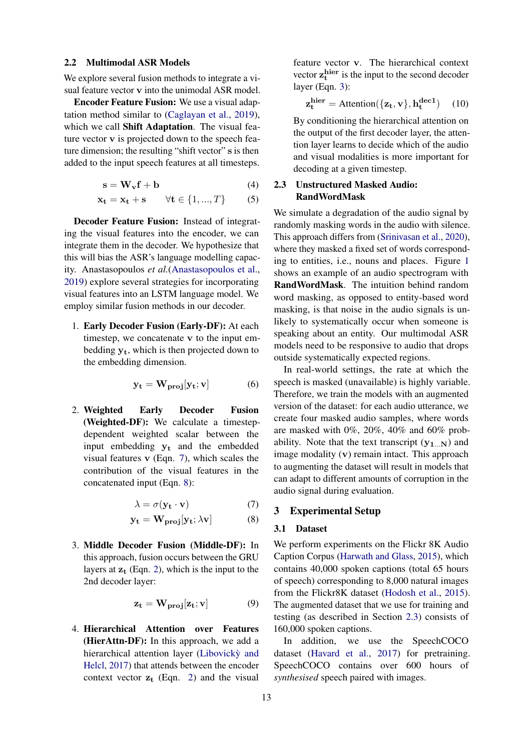### 2.2 Multimodal ASR Models

We explore several fusion methods to integrate a visual feature vector $\mathbf{v}$ into the unimodal ASR model.

**Encoder Feature Fusion:** We use a visual adaptation method similar to (Caglayan et al., 2019), which we call **Shift Adaptation**. The visual feature vector $\mathbf{v}$ is projected down to the speech feature dimension; the resulting "shift vector" $\mathbf{s}$ is then added to the input speech features at all timesteps.

$$\mathbf{s} = \mathbf{W_v f} + \mathbf{b} \tag{4}$$

$$\mathbf{x_t} = \mathbf{x_t} + \mathbf{s} \qquad \forall \mathbf{t} \in \{1, ..., T\} \tag{5}$$

**Decoder Feature Fusion:** Instead of integrating the visual features into the encoder, we can integrate them in the decoder. We hypothesize that this will bias the ASR's language modelling capacity. Anastasopoulos *et al.*(Anastasopoulos et al., 2019) explore several strategies for incorporating visual features into an LSTM language model. We employ similar fusion methods in our decoder.

1. **Early Decoder Fusion (Early-DF):** At each timestep, we concatenate $\mathbf{v}$ to the input embedding $\mathbf{y_t}$, which is then projected down to the embedding dimension.

$$\mathbf{y_t} = \mathbf{W_{proj}}[\mathbf{y_t}; \mathbf{v}] \tag{6}$$

2. **Weighted Early Decoder Fusion (Weighted-DF):** We calculate a timestep-dependent weighted scalar between the input embedding $\mathbf{y_t}$ and the embedded visual features $\mathbf{v}$ (Eqn. 7), which scales the contribution of the visual features in the concatenated input (Eqn. 8):

$$\lambda = \sigma(\mathbf{y_t} \cdot \mathbf{v}) \tag{7}$$

$$\mathbf{y_t} = \mathbf{W_{proj}}[\mathbf{y_t}; \lambda\mathbf{v}] \tag{8}$$

3. **Middle Decoder Fusion (Middle-DF):** In this approach, fusion occurs between the GRU layers at $\mathbf{z_t}$ (Eqn. 2), which is the input to the 2nd decoder layer:

$$\mathbf{z_t} = \mathbf{W_{proj}}[\mathbf{z_t}; \mathbf{v}] \tag{9}$$

4. **Hierarchical Attention over Features (HierAttn-DF):** In this approach, we add a hierarchical attention layer (Libovický and Helcl, 2017) that attends between the encoder context vector $\mathbf{z_t}$ (Eqn. 2) and the visual feature vector $\mathbf{v}$. The hierarchical context vector $\mathbf{z_t^{hier}}$ is the input to the second decoder layer (Eqn. 3):

$$\mathbf{z_t^{hier}} = \text{Attention}(\{\mathbf{z_t}, \mathbf{v}\}, \mathbf{h_t^{dec1}}) \tag{10}$$

By conditioning the hierarchical attention on the output of the first decoder layer, the attention layer learns to decide which of the audio and visual modalities is more important for decoding at a given timestep.

### 2.3 Unstructured Masked Audio: RandWordMask

We simulate a degradation of the audio signal by randomly masking words in the audio with silence. This approach differs from (Srinivasan et al., 2020), where they masked a fixed set of words corresponding to entities, i.e., nouns and places. Figure 1 shows an example of an audio spectrogram with **RandWordMask**. The intuition behind random word masking, as opposed to entity-based word masking, is that noise in the audio signals is unlikely to systematically occur when someone is speaking about an entity. Our multimodal ASR models need to be responsive to audio that drops outside systematically expected regions.

In real-world settings, the rate at which the speech is masked (unavailable) is highly variable. Therefore, we train the models with an augmented version of the dataset: for each audio utterance, we create four masked audio samples, where words are masked with 0%, 20%, 40% and 60% probability. Note that the text transcript ($\mathbf{y_{1...N}}$) and image modality ($\mathbf{v}$) remain intact. This approach to augmenting the dataset will result in models that can adapt to different amounts of corruption in the audio signal during evaluation.

## 3 Experimental Setup

### 3.1 Dataset

We perform experiments on the Flickr 8K Audio Caption Corpus (Harwath and Glass, 2015), which contains 40,000 spoken captions (total 65 hours of speech) corresponding to 8,000 natural images from the Flickr8K dataset (Hodosh et al., 2015). The augmented dataset that we use for training and testing (as described in Section 2.3) consists of 160,000 spoken captions.

In addition, we use the SpeechCOCO dataset (Havard et al., 2017) for pretraining. SpeechCOCO contains over 600 hours of *synthesised* speech paired with images.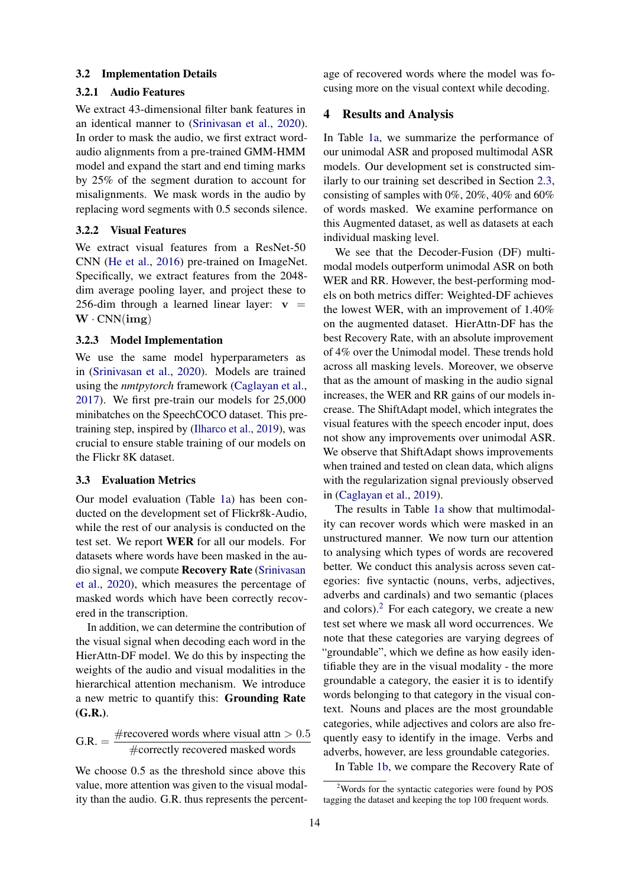### 3.2 Implementation Details

#### 3.2.1 Audio Features

We extract 43-dimensional filter bank features in an identical manner to (Srinivasan et al., 2020). In order to mask the audio, we first extract word-audio alignments from a pre-trained GMM-HMM model and expand the start and end timing marks by 25% of the segment duration to account for misalignments. We mask words in the audio by replacing word segments with 0.5 seconds silence.

#### 3.2.2 Visual Features

We extract visual features from a ResNet-50 CNN (He et al., 2016) pre-trained on ImageNet. Specifically, we extract features from the 2048-dim average pooling layer, and project these to 256-dim through a learned linear layer: $\mathbf{v} = \mathbf{W} \cdot \text{CNN}(\mathbf{img})$

#### 3.2.3 Model Implementation

We use the same model hyperparameters as in (Srinivasan et al., 2020). Models are trained using the *nmtpytorch* framework (Caglayan et al., 2017). We first pre-train our models for 25,000 minibatches on the SpeechCOCO dataset. This pre-training step, inspired by (Ilharco et al., 2019), was crucial to ensure stable training of our models on the Flickr 8K dataset.

### 3.3 Evaluation Metrics

Our model evaluation (Table 1a) has been conducted on the development set of Flickr8k-Audio, while the rest of our analysis is conducted on the test set. We report **WER** for all our models. For datasets where words have been masked in the audio signal, we compute **Recovery Rate** (Srinivasan et al., 2020), which measures the percentage of masked words which have been correctly recovered in the transcription.

In addition, we can determine the contribution of the visual signal when decoding each word in the HierAttn-DF model. We do this by inspecting the weights of the audio and visual modalities in the hierarchical attention mechanism. We introduce a new metric to quantify this: **Grounding Rate (G.R.)**.

$$\text{G.R.} = \frac{\#\text{recovered words where visual attn} > 0.5}{\#\text{correctly recovered masked words}}$$

We choose 0.5 as the threshold since above this value, more attention was given to the visual modality than the audio. G.R. thus represents the percentage of recovered words where the model was focusing more on the visual context while decoding.

## 4 Results and Analysis

In Table 1a, we summarize the performance of our unimodal ASR and proposed multimodal ASR models. Our development set is constructed similarly to our training set described in Section 2.3, consisting of samples with 0%, 20%, 40% and 60% of words masked. We examine performance on this Augmented dataset, as well as datasets at each individual masking level.

We see that the Decoder-Fusion (DF) multimodal models outperform unimodal ASR on both WER and RR. However, the best-performing models on both metrics differ: Weighted-DF achieves the lowest WER, with an improvement of 1.40% on the augmented dataset. HierAttn-DF has the best Recovery Rate, with an absolute improvement of 4% over the Unimodal model. These trends hold across all masking levels. Moreover, we observe that as the amount of masking in the audio signal increases, the WER and RR gains of our models increase. The ShiftAdapt model, which integrates the visual features with the speech encoder input, does not show any improvements over unimodal ASR. We observe that ShiftAdapt shows improvements when trained and tested on clean data, which aligns with the regularization signal previously observed in (Caglayan et al., 2019).

The results in Table 1a show that multimodality can recover words which were masked in an unstructured manner. We now turn our attention to analysing which types of words are recovered better. We conduct this analysis across seven categories: five syntactic (nouns, verbs, adjectives, adverbs and cardinals) and two semantic (places and colors).[2] For each category, we create a new test set where we mask all word occurrences. We note that these categories are varying degrees of "groundable", which we define as how easily identifiable they are in the visual modality - the more groundable a category, the easier it is to identify words belonging to that category in the visual context. Nouns and places are the most groundable categories, while adjectives and colors are also frequently easy to identify in the image. Verbs and adverbs, however, are less groundable categories.

In Table 1b, we compare the Recovery Rate of

[2] Words for the syntactic categories were found by POS tagging the dataset and keeping the top 100 frequent words.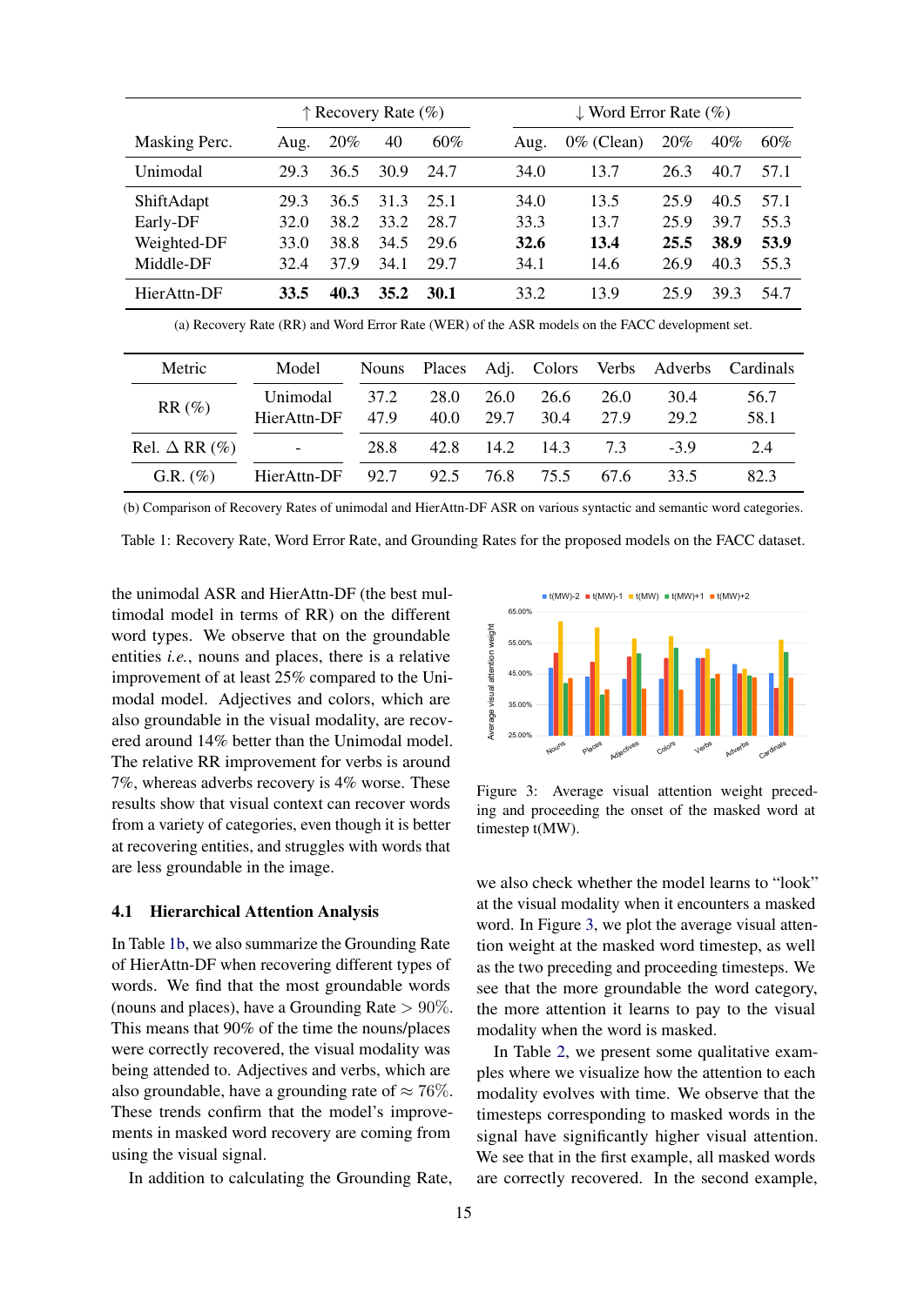|  | ↑ Recovery Rate (%) | | | | ↓ Word Error Rate (%) | | | | |
|---|---|---|---|---|---|---|---|---|---|
| Masking Perc. | Aug. | 20% | 40 | 60% | Aug. | 0% (Clean) | 20% | 40% | 60% |
| Unimodal | 29.3 | 36.5 | 30.9 | 24.7 | 34.0 | 13.7 | 26.3 | 40.7 | 57.1 |
| ShiftAdapt | 29.3 | 36.5 | 31.3 | 25.1 | 34.0 | 13.5 | 25.9 | 40.5 | 57.1 |
| Early-DF | 32.0 | 38.2 | 33.2 | 28.7 | 33.3 | 13.7 | 25.9 | 39.7 | 55.3 |
| Weighted-DF | 33.0 | 38.8 | 34.5 | 29.6 | **32.6** | **13.4** | **25.5** | **38.9** | **53.9** |
| Middle-DF | 32.4 | 37.9 | 34.1 | 29.7 | 34.1 | 14.6 | 26.9 | 40.3 | 55.3 |
| HierAttn-DF | **33.5** | **40.3** | **35.2** | **30.1** | 33.2 | 13.9 | 25.9 | 39.3 | 54.7 |

(a) Recovery Rate (RR) and Word Error Rate (WER) of the ASR models on the FACC development set.

| Metric | Model | Nouns | Places | Adj. | Colors | Verbs | Adverbs | Cardinals |
|---|---|---|---|---|---|---|---|---|
| RR (%) | Unimodal | 37.2 | 28.0 | 26.0 | 26.6 | 26.0 | 30.4 | 56.7 |
|  | HierAttn-DF | 47.9 | 40.0 | 29.7 | 30.4 | 27.9 | 29.2 | 58.1 |
| Rel. Δ RR (%) | - | 28.8 | 42.8 | 14.2 | 14.3 | 7.3 | -3.9 | 2.4 |
| G.R. (%) | HierAttn-DF | 92.7 | 92.5 | 76.8 | 75.5 | 67.6 | 33.5 | 82.3 |

(b) Comparison of Recovery Rates of unimodal and HierAttn-DF ASR on various syntactic and semantic word categories.

Table 1: Recovery Rate, Word Error Rate, and Grounding Rates for the proposed models on the FACC dataset.

the unimodal ASR and HierAttn-DF (the best multimodal model in terms of RR) on the different word types. We observe that on the groundable entities *i.e.*, nouns and places, there is a relative improvement of at least 25% compared to the Unimodal model. Adjectives and colors, which are also groundable in the visual modality, are recovered around 14% better than the Unimodal model. The relative RR improvement for verbs is around 7%, whereas adverbs recovery is 4% worse. These results show that visual context can recover words from a variety of categories, even though it is better at recovering entities, and struggles with words that are less groundable in the image.

### 4.1 Hierarchical Attention Analysis

In Table 1b, we also summarize the Grounding Rate of HierAttn-DF when recovering different types of words. We find that the most groundable words (nouns and places), have a Grounding Rate $> 90\%$. This means that 90% of the time the nouns/places were correctly recovered, the visual modality was being attended to. Adjectives and verbs, which are also groundable, have a grounding rate of $\approx 76\%$. These trends confirm that the model's improvements in masked word recovery are coming from using the visual signal.

In addition to calculating the Grounding Rate, we also check whether the model learns to "look" at the visual modality when it encounters a masked word. In Figure 3, we plot the average visual attention weight at the masked word timestep, as well as the two preceding and proceeding timesteps. We see that the more groundable the word category, the more attention it learns to pay to the visual modality when the word is masked.

t(MW)-2 t(MW)-1 t(MW) t(MW)+1 t(MW)+2
Average visual attention weight
65.00%
55.00%
45.00%
35.00%
25.00%
Nouns Places Adjectives Colors Verbs Adverbs Cardinals

Figure 3: Average visual attention weight preceding and proceeding the onset of the masked word at timestep t(MW).

In Table 2, we present some qualitative examples where we visualize how the attention to each modality evolves with time. We observe that the timesteps corresponding to masked words in the signal have significantly higher visual attention. We see that in the first example, all masked words are correctly recovered. In the second example,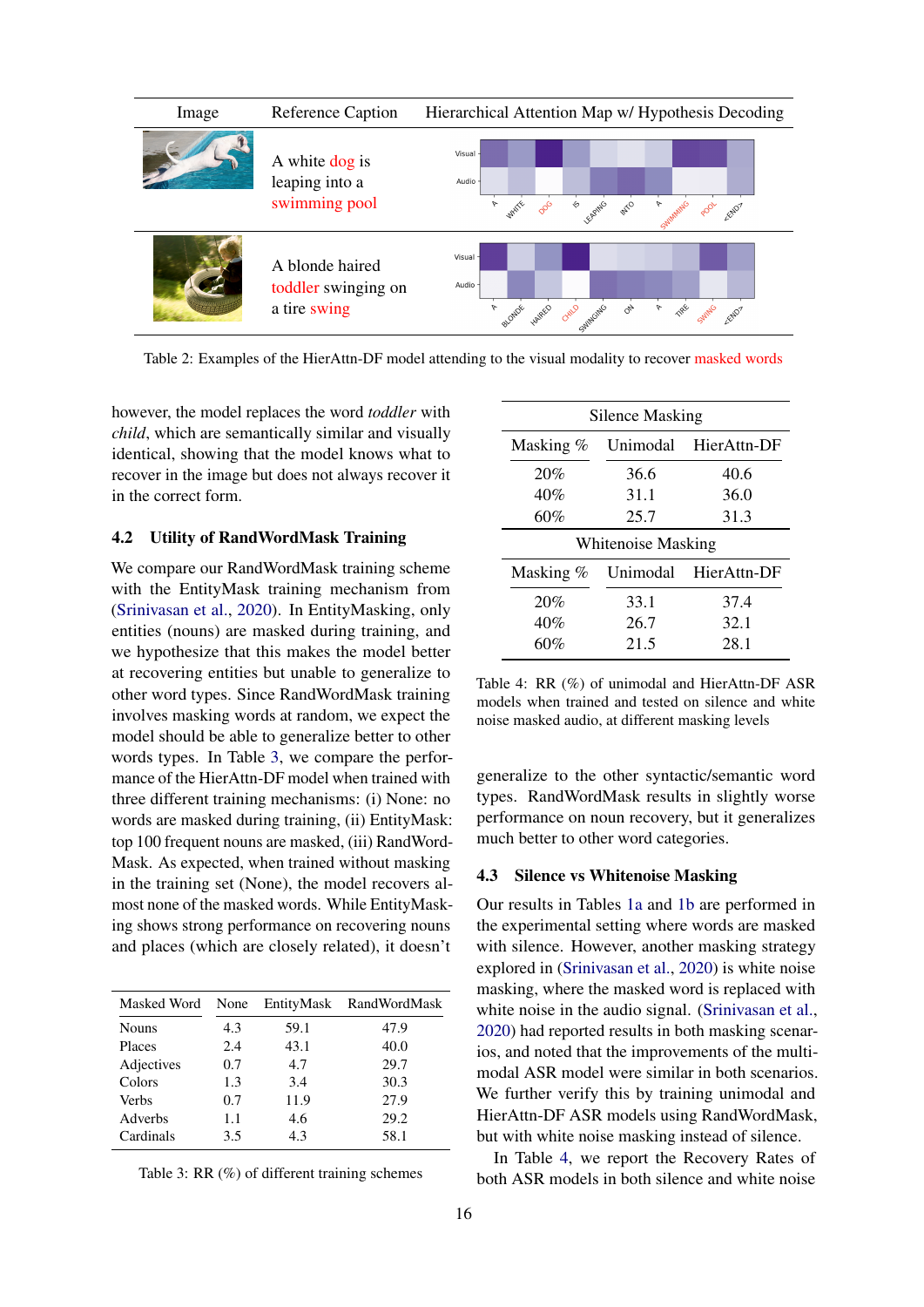| Image | Reference Caption | Hierarchical Attention Map w/ Hypothesis Decoding |
|---|---|---|
| | A white dog is leaping into a swimming pool | Visual / Audio — A WHITE DOG IS LEAPING INTO A SWIMMING POOL <END> |
| | A blonde haired toddler swinging on a tire swing | Visual / Audio — A BLONDE HAIRED CHILD SWINGING ON A TIRE SWING <END> |

Table 2: Examples of the HierAttn-DF model attending to the visual modality to recover masked words

however, the model replaces the word *toddler* with *child*, which are semantically similar and visually identical, showing that the model knows what to recover in the image but does not always recover it in the correct form.

### 4.2 Utility of RandWordMask Training

We compare our RandWordMask training scheme with the EntityMask training mechanism from (Srinivasan et al., 2020). In EntityMasking, only entities (nouns) are masked during training, and we hypothesize that this makes the model better at recovering entities but unable to generalize to other word types. Since RandWordMask training involves masking words at random, we expect the model should be able to generalize better to other words types. In Table 3, we compare the performance of the HierAttn-DF model when trained with three different training mechanisms: (i) None: no words are masked during training, (ii) EntityMask: top 100 frequent nouns are masked, (iii) RandWordMask. As expected, when trained without masking in the training set (None), the model recovers almost none of the masked words. While EntityMasking shows strong performance on recovering nouns and places (which are closely related), it doesn't generalize to the other syntactic/semantic word types. RandWordMask results in slightly worse performance on noun recovery, but it generalizes much better to other word categories.

| Masked Word | None | EntityMask | RandWordMask |
|---|---|---|---|
| Nouns | 4.3 | 59.1 | 47.9 |
| Places | 2.4 | 43.1 | 40.0 |
| Adjectives | 0.7 | 4.7 | 29.7 |
| Colors | 1.3 | 3.4 | 30.3 |
| Verbs | 0.7 | 11.9 | 27.9 |
| Adverbs | 1.1 | 4.6 | 29.2 |
| Cardinals | 3.5 | 4.3 | 58.1 |

Table 3: RR (%) of different training schemes

| Silence Masking | | |
|---|---|---|
| Masking % | Unimodal | HierAttn-DF |
| 20% | 36.6 | 40.6 |
| 40% | 31.1 | 36.0 |
| 60% | 25.7 | 31.3 |
| **Whitenoise Masking** | | |
| Masking % | Unimodal | HierAttn-DF |
| 20% | 33.1 | 37.4 |
| 40% | 26.7 | 32.1 |
| 60% | 21.5 | 28.1 |

Table 4: RR (%) of unimodal and HierAttn-DF ASR models when trained and tested on silence and white noise masked audio, at different masking levels

### 4.3 Silence vs Whitenoise Masking

Our results in Tables 1a and 1b are performed in the experimental setting where words are masked with silence. However, another masking strategy explored in (Srinivasan et al., 2020) is white noise masking, where the masked word is replaced with white noise in the audio signal. (Srinivasan et al., 2020) had reported results in both masking scenarios, and noted that the improvements of the multimodal ASR model were similar in both scenarios. We further verify this by training unimodal and HierAttn-DF ASR models using RandWordMask, but with white noise masking instead of silence.

In Table 4, we report the Recovery Rates of both ASR models in both silence and white noise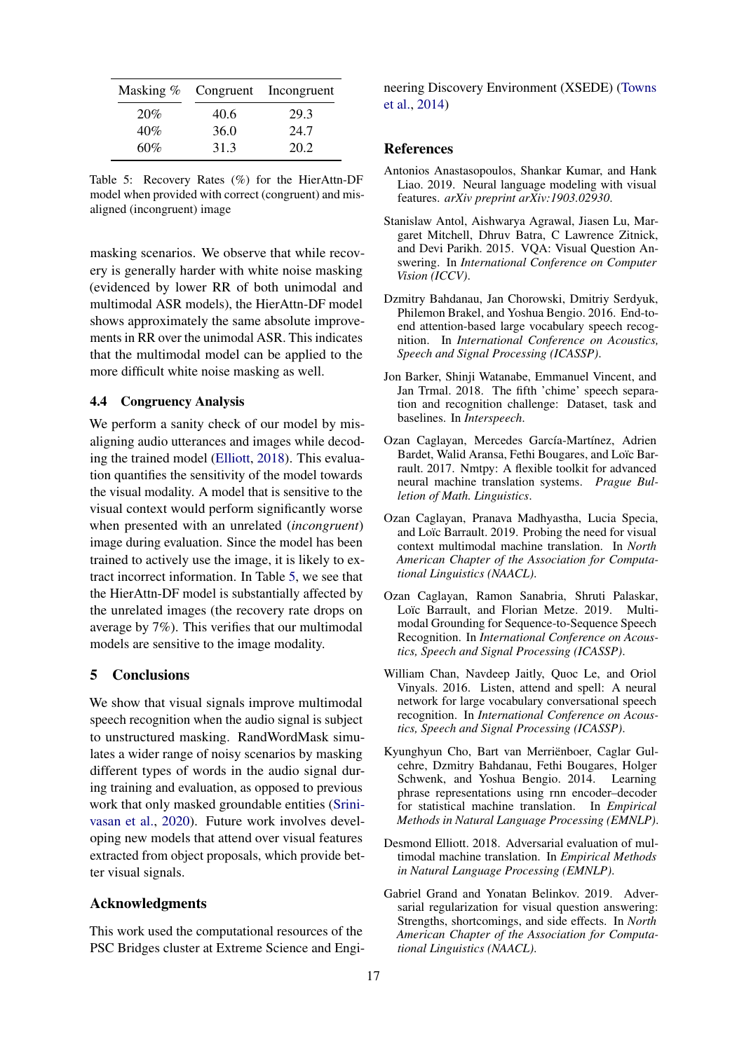| Masking % | Congruent | Incongruent |
|---|---|---|
| 20% | 40.6 | 29.3 |
| 40% | 36.0 | 24.7 |
| 60% | 31.3 | 20.2 |

Table 5: Recovery Rates (%) for the HierAttn-DF model when provided with correct (congruent) and misaligned (incongruent) image

masking scenarios. We observe that while recovery is generally harder with white noise masking (evidenced by lower RR of both unimodal and multimodal ASR models), the HierAttn-DF model shows approximately the same absolute improvements in RR over the unimodal ASR. This indicates that the multimodal model can be applied to the more difficult white noise masking as well.

### 4.4 Congruency Analysis

We perform a sanity check of our model by misaligning audio utterances and images while decoding the trained model (Elliott, 2018). This evaluation quantifies the sensitivity of the model towards the visual modality. A model that is sensitive to the visual context would perform significantly worse when presented with an unrelated (*incongruent*) image during evaluation. Since the model has been trained to actively use the image, it is likely to extract incorrect information. In Table 5, we see that the HierAttn-DF model is substantially affected by the unrelated images (the recovery rate drops on average by 7%). This verifies that our multimodal models are sensitive to the image modality.

## 5 Conclusions

We show that visual signals improve multimodal speech recognition when the audio signal is subject to unstructured masking. RandWordMask simulates a wider range of noisy scenarios by masking different types of words in the audio signal during training and evaluation, as opposed to previous work that only masked groundable entities (Srinivasan et al., 2020). Future work involves developing new models that attend over visual features extracted from object proposals, which provide better visual signals.

## Acknowledgments

This work used the computational resources of the PSC Bridges cluster at Extreme Science and Engineering Discovery Environment (XSEDE) (Towns et al., 2014)

## References

Antonios Anastasopoulos, Shankar Kumar, and Hank Liao. 2019. Neural language modeling with visual features. *arXiv preprint arXiv:1903.02930*.

Stanislaw Antol, Aishwarya Agrawal, Jiasen Lu, Margaret Mitchell, Dhruv Batra, C Lawrence Zitnick, and Devi Parikh. 2015. VQA: Visual Question Answering. In *International Conference on Computer Vision (ICCV)*.

Dzmitry Bahdanau, Jan Chorowski, Dmitriy Serdyuk, Philemon Brakel, and Yoshua Bengio. 2016. End-to-end attention-based large vocabulary speech recognition. In *International Conference on Acoustics, Speech and Signal Processing (ICASSP)*.

Jon Barker, Shinji Watanabe, Emmanuel Vincent, and Jan Trmal. 2018. The fifth 'chime' speech separation and recognition challenge: Dataset, task and baselines. In *Interspeech*.

Ozan Caglayan, Mercedes García-Martínez, Adrien Bardet, Walid Aransa, Fethi Bougares, and Loïc Barrault. 2017. Nmtpy: A flexible toolkit for advanced neural machine translation systems. *Prague Bulletion of Math. Linguistics*.

Ozan Caglayan, Pranava Madhyastha, Lucia Specia, and Loïc Barrault. 2019. Probing the need for visual context multimodal machine translation. In *North American Chapter of the Association for Computational Linguistics (NAACL)*.

Ozan Caglayan, Ramon Sanabria, Shruti Palaskar, Loïc Barrault, and Florian Metze. 2019. Multimodal Grounding for Sequence-to-Sequence Speech Recognition. In *International Conference on Acoustics, Speech and Signal Processing (ICASSP)*.

William Chan, Navdeep Jaitly, Quoc Le, and Oriol Vinyals. 2016. Listen, attend and spell: A neural network for large vocabulary conversational speech recognition. In *International Conference on Acoustics, Speech and Signal Processing (ICASSP)*.

Kyunghyun Cho, Bart van Merriënboer, Caglar Gulcehre, Dzmitry Bahdanau, Fethi Bougares, Holger Schwenk, and Yoshua Bengio. 2014. Learning phrase representations using rnn encoder–decoder for statistical machine translation. In *Empirical Methods in Natural Language Processing (EMNLP)*.

Desmond Elliott. 2018. Adversarial evaluation of multimodal machine translation. In *Empirical Methods in Natural Language Processing (EMNLP)*.

Gabriel Grand and Yonatan Belinkov. 2019. Adversarial regularization for visual question answering: Strengths, shortcomings, and side effects. In *North American Chapter of the Association for Computational Linguistics (NAACL)*.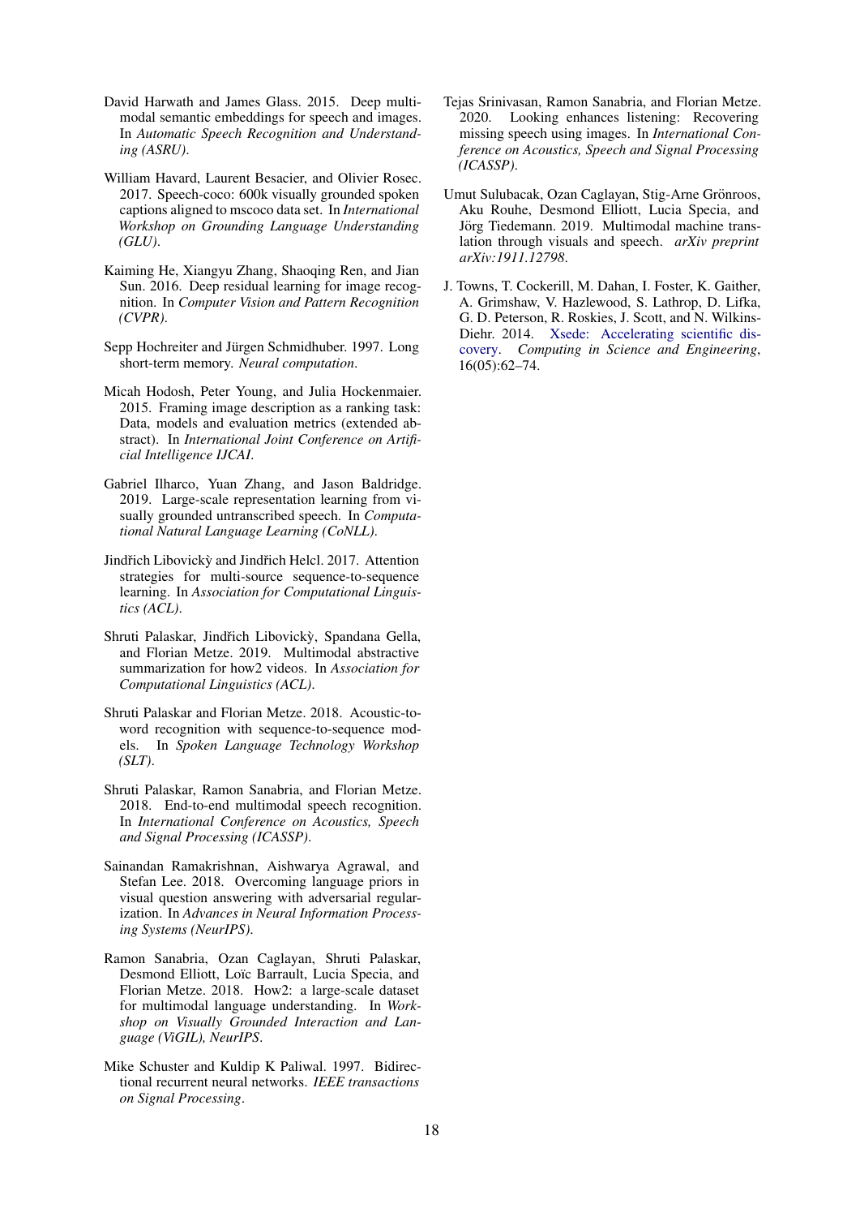David Harwath and James Glass. 2015. Deep multimodal semantic embeddings for speech and images. In *Automatic Speech Recognition and Understanding (ASRU)*.

William Havard, Laurent Besacier, and Olivier Rosec. 2017. Speech-coco: 600k visually grounded spoken captions aligned to mscoco data set. In *International Workshop on Grounding Language Understanding (GLU)*.

Kaiming He, Xiangyu Zhang, Shaoqing Ren, and Jian Sun. 2016. Deep residual learning for image recognition. In *Computer Vision and Pattern Recognition (CVPR)*.

Sepp Hochreiter and Jürgen Schmidhuber. 1997. Long short-term memory. *Neural computation*.

Micah Hodosh, Peter Young, and Julia Hockenmaier. 2015. Framing image description as a ranking task: Data, models and evaluation metrics (extended abstract). In *International Joint Conference on Artificial Intelligence IJCAI*.

Gabriel Ilharco, Yuan Zhang, and Jason Baldridge. 2019. Large-scale representation learning from visually grounded untranscribed speech. In *Computational Natural Language Learning (CoNLL)*.

Jindřich Libovickỳ and Jindřich Helcl. 2017. Attention strategies for multi-source sequence-to-sequence learning. In *Association for Computational Linguistics (ACL)*.

Shruti Palaskar, Jindřich Libovickỳ, Spandana Gella, and Florian Metze. 2019. Multimodal abstractive summarization for how2 videos. In *Association for Computational Linguistics (ACL)*.

Shruti Palaskar and Florian Metze. 2018. Acoustic-to-word recognition with sequence-to-sequence models. In *Spoken Language Technology Workshop (SLT)*.

Shruti Palaskar, Ramon Sanabria, and Florian Metze. 2018. End-to-end multimodal speech recognition. In *International Conference on Acoustics, Speech and Signal Processing (ICASSP)*.

Sainandan Ramakrishnan, Aishwarya Agrawal, and Stefan Lee. 2018. Overcoming language priors in visual question answering with adversarial regularization. In *Advances in Neural Information Processing Systems (NeurIPS)*.

Ramon Sanabria, Ozan Caglayan, Shruti Palaskar, Desmond Elliott, Loïc Barrault, Lucia Specia, and Florian Metze. 2018. How2: a large-scale dataset for multimodal language understanding. In *Workshop on Visually Grounded Interaction and Language (ViGIL), NeurIPS*.

Mike Schuster and Kuldip K Paliwal. 1997. Bidirectional recurrent neural networks. *IEEE transactions on Signal Processing*.

Tejas Srinivasan, Ramon Sanabria, and Florian Metze. 2020. Looking enhances listening: Recovering missing speech using images. In *International Conference on Acoustics, Speech and Signal Processing (ICASSP)*.

Umut Sulubacak, Ozan Caglayan, Stig-Arne Grönroos, Aku Rouhe, Desmond Elliott, Lucia Specia, and Jörg Tiedemann. 2019. Multimodal machine translation through visuals and speech. *arXiv preprint arXiv:1911.12798*.

J. Towns, T. Cockerill, M. Dahan, I. Foster, K. Gaither, A. Grimshaw, V. Hazlewood, S. Lathrop, D. Lifka, G. D. Peterson, R. Roskies, J. Scott, and N. Wilkins-Diehr. 2014. Xsede: Accelerating scientific discovery. *Computing in Science and Engineering*, 16(05):62–74.